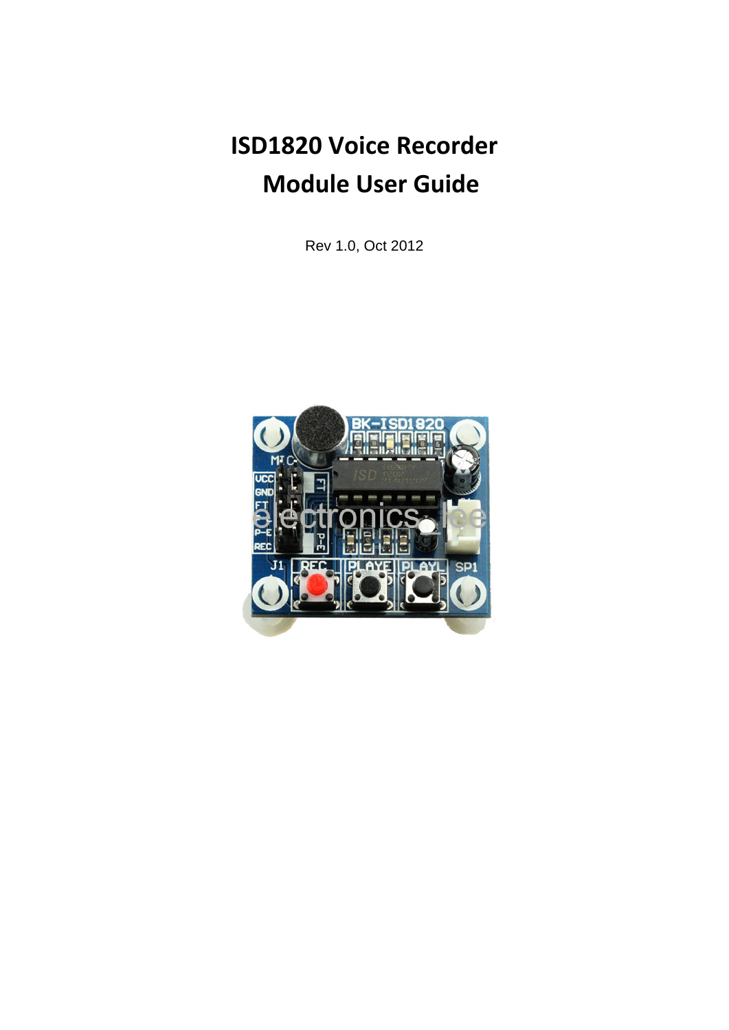# ISD1820 Voice Recorder Module User Guide

Rev 1.0, Oct 2012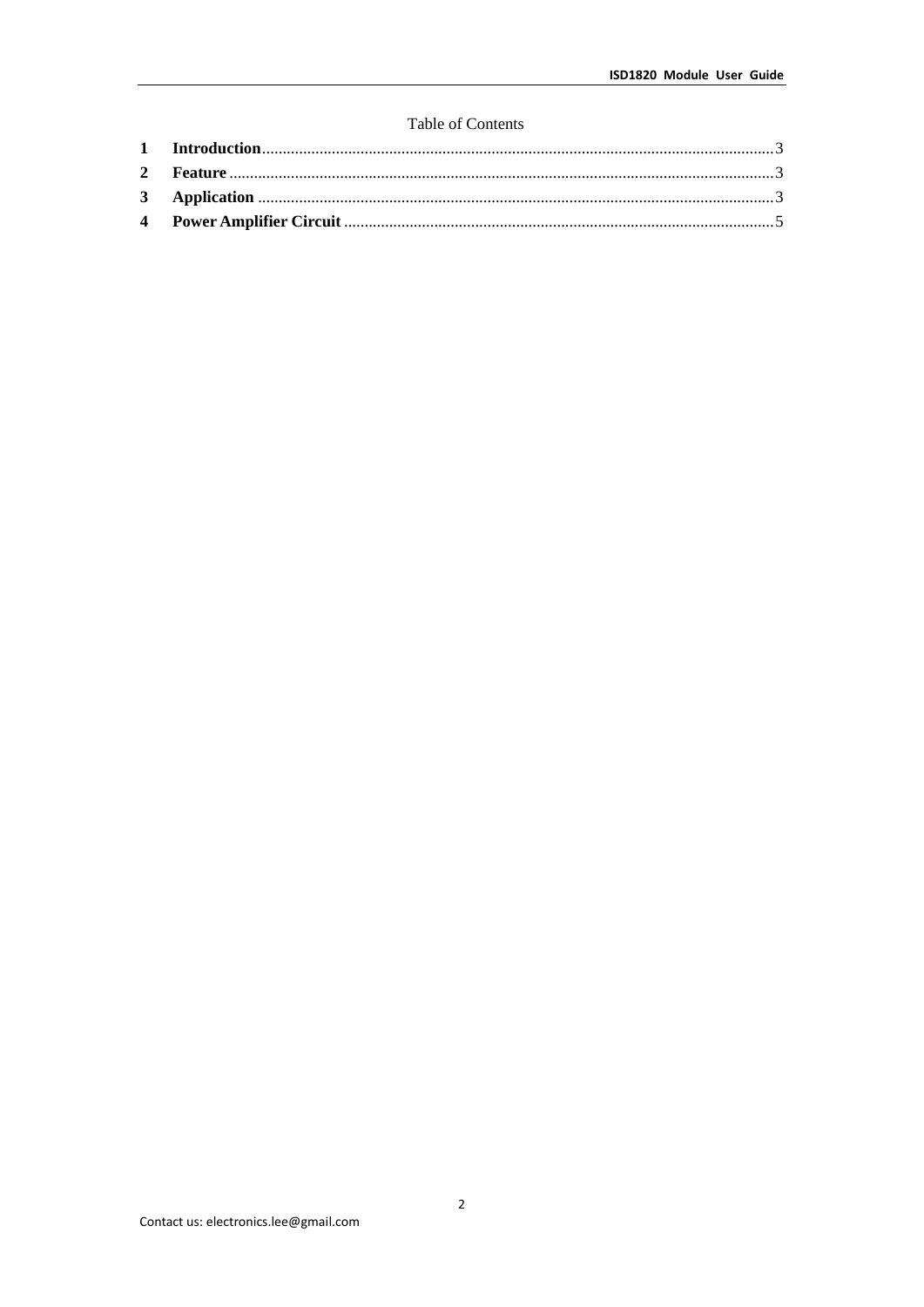Table of Contents

1 **Introduction** ........ 3

2 **Feature** ........ 3

3 **Application** ........ 3

4 **Power Amplifier Circuit** ........ 5

Contact us: electronics.lee@gmail.com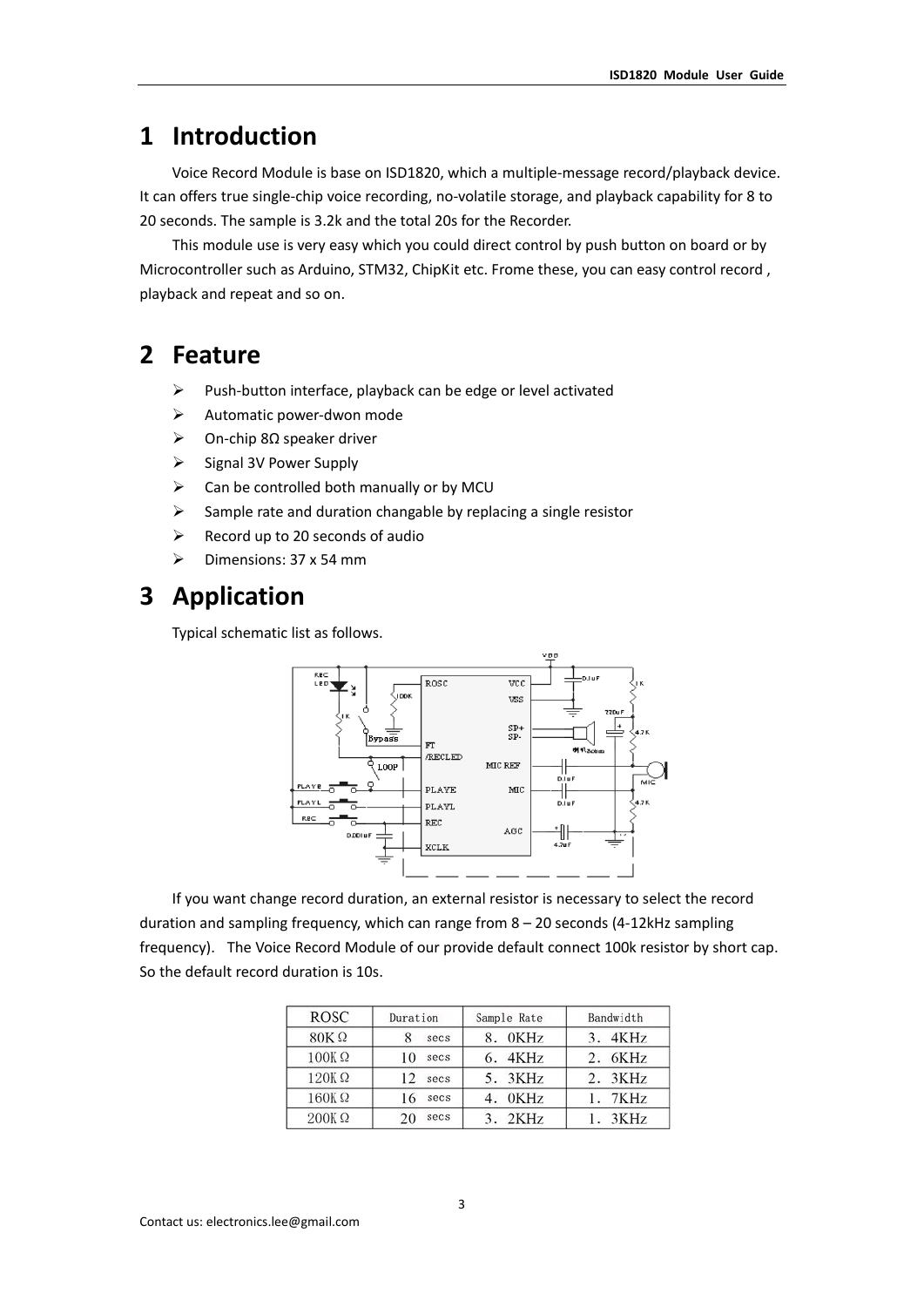# 1 Introduction

Voice Record Module is base on ISD1820, which a multiple-message record/playback device. It can offers true single-chip voice recording, no-volatile storage, and playback capability for 8 to 20 seconds. The sample is 3.2k and the total 20s for the Recorder.

This module use is very easy which you could direct control by push button on board or by Microcontroller such as Arduino, STM32, ChipKit etc. Frome these, you can easy control record , playback and repeat and so on.

# 2 Feature

- Push-button interface, playback can be edge or level activated
- Automatic power-dwon mode
- On-chip 8Ω speaker driver
- Signal 3V Power Supply
- Can be controlled both manually or by MCU
- Sample rate and duration changable by replacing a single resistor
- Record up to 20 seconds of audio
- Dimensions: 37 x 54 mm

# 3 Application

Typical schematic list as follows.

If you want change record duration, an external resistor is necessary to select the record duration and sampling frequency, which can range from 8 – 20 seconds (4-12kHz sampling frequency). The Voice Record Module of our provide default connect 100k resistor by short cap. So the default record duration is 10s.

| ROSC | Duration | Sample Rate | Bandwidth |
|---|---|---|---|
| 80KΩ | 8 secs | 8. 0KHz | 3. 4KHz |
| 100KΩ | 10 secs | 6. 4KHz | 2. 6KHz |
| 120KΩ | 12 secs | 5. 3KHz | 2. 3KHz |
| 160KΩ | 16 secs | 4. 0KHz | 1. 7KHz |
| 200KΩ | 20 secs | 3. 2KHz | 1. 3KHz |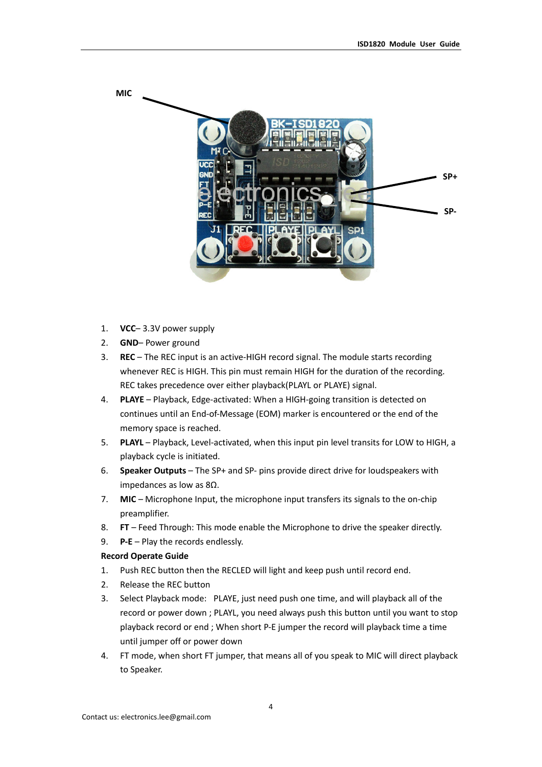1. **VCC**– 3.3V power supply
2. **GND**– Power ground
3. **REC** – The REC input is an active-HIGH record signal. The module starts recording whenever REC is HIGH. This pin must remain HIGH for the duration of the recording. REC takes precedence over either playback(PLAYL or PLAYE) signal.
4. **PLAYE** – Playback, Edge-activated: When a HIGH-going transition is detected on continues until an End-of-Message (EOM) marker is encountered or the end of the memory space is reached.
5. **PLAYL** – Playback, Level-activated, when this input pin level transits for LOW to HIGH, a playback cycle is initiated.
6. **Speaker Outputs** – The SP+ and SP- pins provide direct drive for loudspeakers with impedances as low as 8Ω.
7. **MIC** – Microphone Input, the microphone input transfers its signals to the on-chip preamplifier.
8. **FT** – Feed Through: This mode enable the Microphone to drive the speaker directly.
9. **P-E** – Play the records endlessly.

**Record Operate Guide**

1. Push REC button then the RECLED will light and keep push until record end.
2. Release the REC button
3. Select Playback mode: PLAYE, just need push one time, and will playback all of the record or power down ; PLAYL, you need always push this button until you want to stop playback record or end ; When short P-E jumper the record will playback time a time until jumper off or power down
4. FT mode, when short FT jumper, that means all of you speak to MIC will direct playback to Speaker.

Contact us: electronics.lee@gmail.com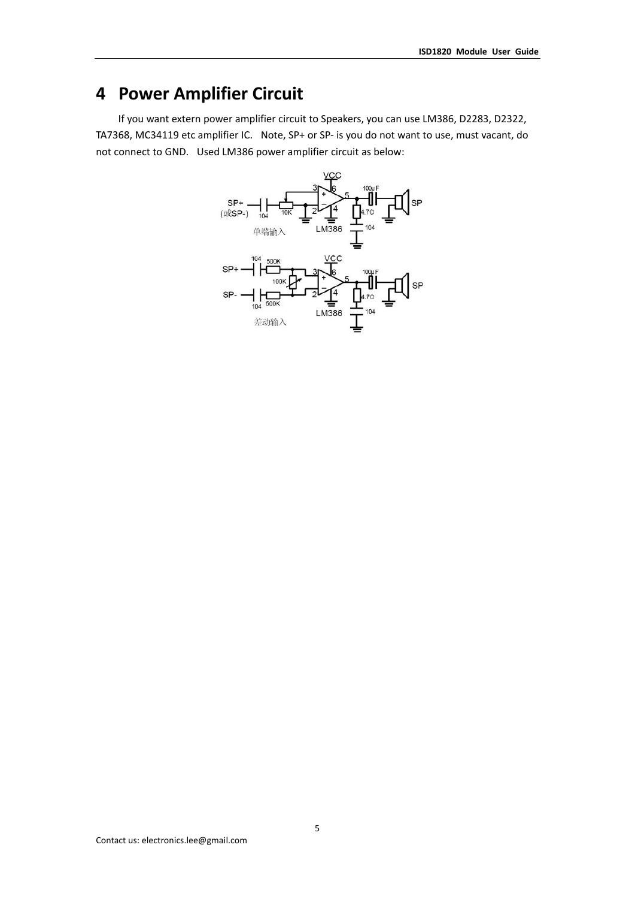# 4 Power Amplifier Circuit

If you want extern power amplifier circuit to Speakers, you can use LM386, D2283, D2322, TA7368, MC34119 etc amplifier IC. Note, SP+ or SP- is you do not want to use, must vacant, do not connect to GND. Used LM386 power amplifier circuit as below:

VCC
3
6
5
2
4
100uF
SP+
(或SP-)
104
10K
4.7O
104
SP
单端输入
LM386

VCC
104
500K
SP+
100K
3
6
5
2
4
100uF
SP-
104
500K
4.7O
104
SP
LM386
差动输入